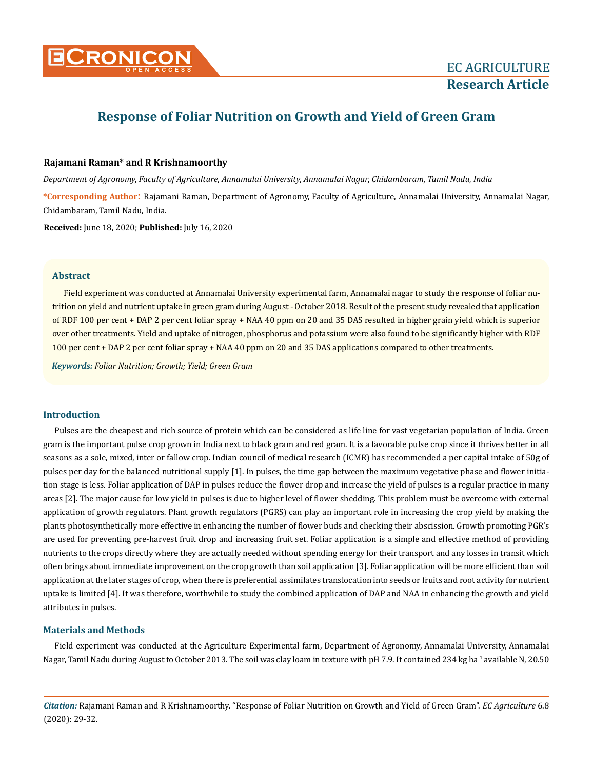# Response of Foliar Nutrition on Growth and Yield of Green Gram

**Rajamani Raman* and R Krishnamoorthy**

*Department of Agronomy, Faculty of Agriculture, Annamalai University, Annamalai Nagar, Chidambaram, Tamil Nadu, India*

***Corresponding Author**: Rajamani Raman, Department of Agronomy, Faculty of Agriculture, Annamalai University, Annamalai Nagar, Chidambaram, Tamil Nadu, India.

**Received:** June 18, 2020; **Published:** July 16, 2020

## Abstract

Field experiment was conducted at Annamalai University experimental farm, Annamalai nagar to study the response of foliar nutrition on yield and nutrient uptake in green gram during August - October 2018. Result of the present study revealed that application of RDF 100 per cent + DAP 2 per cent foliar spray + NAA 40 ppm on 20 and 35 DAS resulted in higher grain yield which is superior over other treatments. Yield and uptake of nitrogen, phosphorus and potassium were also found to be significantly higher with RDF 100 per cent + DAP 2 per cent foliar spray + NAA 40 ppm on 20 and 35 DAS applications compared to other treatments.

***Keywords:*** *Foliar Nutrition; Growth; Yield; Green Gram*

## Introduction

Pulses are the cheapest and rich source of protein which can be considered as life line for vast vegetarian population of India. Green gram is the important pulse crop grown in India next to black gram and red gram. It is a favorable pulse crop since it thrives better in all seasons as a sole, mixed, inter or fallow crop. Indian council of medical research (ICMR) has recommended a per capital intake of 50g of pulses per day for the balanced nutritional supply [1]. In pulses, the time gap between the maximum vegetative phase and flower initiation stage is less. Foliar application of DAP in pulses reduce the flower drop and increase the yield of pulses is a regular practice in many areas [2]. The major cause for low yield in pulses is due to higher level of flower shedding. This problem must be overcome with external application of growth regulators. Plant growth regulators (PGRS) can play an important role in increasing the crop yield by making the plants photosynthetically more effective in enhancing the number of flower buds and checking their abscission. Growth promoting PGR's are used for preventing pre-harvest fruit drop and increasing fruit set. Foliar application is a simple and effective method of providing nutrients to the crops directly where they are actually needed without spending energy for their transport and any losses in transit which often brings about immediate improvement on the crop growth than soil application [3]. Foliar application will be more efficient than soil application at the later stages of crop, when there is preferential assimilates translocation into seeds or fruits and root activity for nutrient uptake is limited [4]. It was therefore, worthwhile to study the combined application of DAP and NAA in enhancing the growth and yield attributes in pulses.

## Materials and Methods

Field experiment was conducted at the Agriculture Experimental farm, Department of Agronomy, Annamalai University, Annamalai Nagar, Tamil Nadu during August to October 2013. The soil was clay loam in texture with pH 7.9. It contained 234 kg $ha^{-1}$ available N, 20.50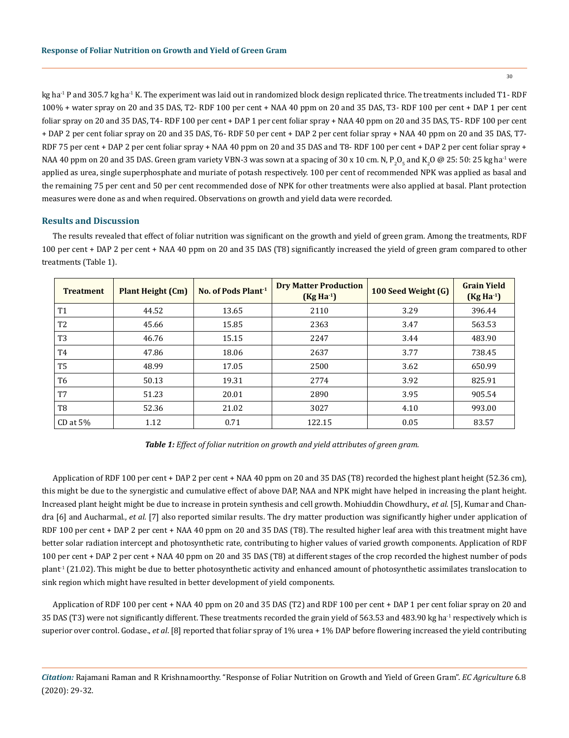kg ha$^{-1}$ P and 305.7 kg ha$^{-1}$ K. The experiment was laid out in randomized block design replicated thrice. The treatments included T1- RDF 100% + water spray on 20 and 35 DAS, T2- RDF 100 per cent + NAA 40 ppm on 20 and 35 DAS, T3- RDF 100 per cent + DAP 1 per cent foliar spray on 20 and 35 DAS, T4- RDF 100 per cent + DAP 1 per cent foliar spray + NAA 40 ppm on 20 and 35 DAS, T5- RDF 100 per cent + DAP 2 per cent foliar spray on 20 and 35 DAS, T6- RDF 50 per cent + DAP 2 per cent foliar spray + NAA 40 ppm on 20 and 35 DAS, T7- RDF 75 per cent + DAP 2 per cent foliar spray + NAA 40 ppm on 20 and 35 DAS and T8- RDF 100 per cent + DAP 2 per cent foliar spray + NAA 40 ppm on 20 and 35 DAS. Green gram variety VBN-3 was sown at a spacing of 30 x 10 cm. N, $P_2O_5$ and $K_2O$ @ 25: 50: 25 kg ha$^{-1}$ were applied as urea, single superphosphate and muriate of potash respectively. 100 per cent of recommended NPK was applied as basal and the remaining 75 per cent and 50 per cent recommended dose of NPK for other treatments were also applied at basal. Plant protection measures were done as and when required. Observations on growth and yield data were recorded.

## Results and Discussion

The results revealed that effect of foliar nutrition was significant on the growth and yield of green gram. Among the treatments, RDF 100 per cent + DAP 2 per cent + NAA 40 ppm on 20 and 35 DAS (T8) significantly increased the yield of green gram compared to other treatments (Table 1).

| Treatment | Plant Height (Cm) | No. of Pods Plant$^{-1}$ | Dry Matter Production (Kg Ha$^{-1}$) | 100 Seed Weight (G) | Grain Yield (Kg Ha$^{-1}$) |
|---|---|---|---|---|---|
| T1 | 44.52 | 13.65 | 2110 | 3.29 | 396.44 |
| T2 | 45.66 | 15.85 | 2363 | 3.47 | 563.53 |
| T3 | 46.76 | 15.15 | 2247 | 3.44 | 483.90 |
| T4 | 47.86 | 18.06 | 2637 | 3.77 | 738.45 |
| T5 | 48.99 | 17.05 | 2500 | 3.62 | 650.99 |
| T6 | 50.13 | 19.31 | 2774 | 3.92 | 825.91 |
| T7 | 51.23 | 20.01 | 2890 | 3.95 | 905.54 |
| T8 | 52.36 | 21.02 | 3027 | 4.10 | 993.00 |
| CD at 5% | 1.12 | 0.71 | 122.15 | 0.05 | 83.57 |

***Table 1:** Effect of foliar nutrition on growth and yield attributes of green gram.*

Application of RDF 100 per cent + DAP 2 per cent + NAA 40 ppm on 20 and 35 DAS (T8) recorded the highest plant height (52.36 cm), this might be due to the synergistic and cumulative effect of above DAP, NAA and NPK might have helped in increasing the plant height. Increased plant height might be due to increase in protein synthesis and cell growth. Mohiuddin Chowdhury., *et al.* [5], Kumar and Chandra [6] and Aucharmal., *et al.* [7] also reported similar results. The dry matter production was significantly higher under application of RDF 100 per cent + DAP 2 per cent + NAA 40 ppm on 20 and 35 DAS (T8). The resulted higher leaf area with this treatment might have better solar radiation intercept and photosynthetic rate, contributing to higher values of varied growth components. Application of RDF 100 per cent + DAP 2 per cent + NAA 40 ppm on 20 and 35 DAS (T8) at different stages of the crop recorded the highest number of pods plant$^{-1}$ (21.02). This might be due to better photosynthetic activity and enhanced amount of photosynthetic assimilates translocation to sink region which might have resulted in better development of yield components.

Application of RDF 100 per cent + NAA 40 ppm on 20 and 35 DAS (T2) and RDF 100 per cent + DAP 1 per cent foliar spray on 20 and 35 DAS (T3) were not significantly different. These treatments recorded the grain yield of 563.53 and 483.90 kg ha$^{-1}$ respectively which is superior over control. Godase., *et al*. [8] reported that foliar spray of 1% urea + 1% DAP before flowering increased the yield contributing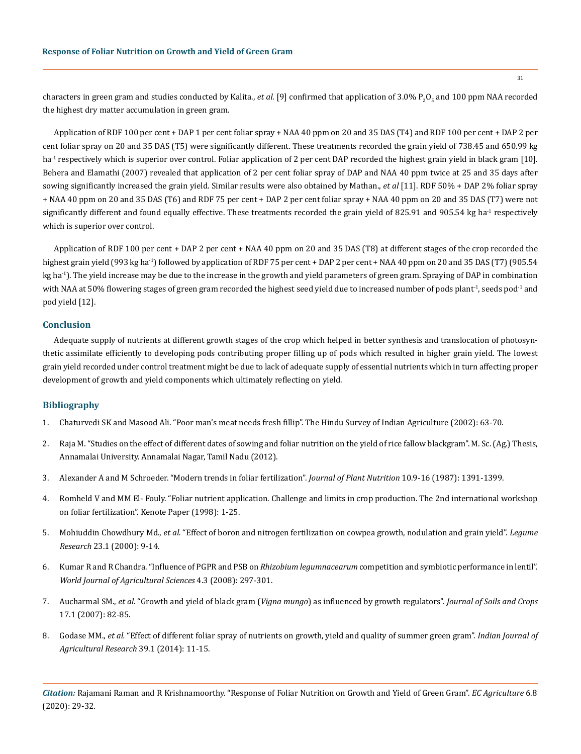characters in green gram and studies conducted by Kalita., *et al.* [9] confirmed that application of 3.0% $P_2O_5$ and 100 ppm NAA recorded the highest dry matter accumulation in green gram.

Application of RDF 100 per cent + DAP 1 per cent foliar spray + NAA 40 ppm on 20 and 35 DAS (T4) and RDF 100 per cent + DAP 2 per cent foliar spray on 20 and 35 DAS (T5) were significantly different. These treatments recorded the grain yield of 738.45 and 650.99 kg $ha^{-1}$ respectively which is superior over control. Foliar application of 2 per cent DAP recorded the highest grain yield in black gram [10]. Behera and Elamathi (2007) revealed that application of 2 per cent foliar spray of DAP and NAA 40 ppm twice at 25 and 35 days after sowing significantly increased the grain yield. Similar results were also obtained by Mathan., *et al* [11]. RDF 50% + DAP 2% foliar spray + NAA 40 ppm on 20 and 35 DAS (T6) and RDF 75 per cent + DAP 2 per cent foliar spray + NAA 40 ppm on 20 and 35 DAS (T7) were not significantly different and found equally effective. These treatments recorded the grain yield of 825.91 and 905.54 kg $ha^{-1}$ respectively which is superior over control.

Application of RDF 100 per cent + DAP 2 per cent + NAA 40 ppm on 20 and 35 DAS (T8) at different stages of the crop recorded the highest grain yield (993 kg $ha^{-1}$) followed by application of RDF 75 per cent + DAP 2 per cent + NAA 40 ppm on 20 and 35 DAS (T7) (905.54 kg $ha^{-1}$). The yield increase may be due to the increase in the growth and yield parameters of green gram. Spraying of DAP in combination with NAA at 50% flowering stages of green gram recorded the highest seed yield due to increased number of pods $plant^{-1}$, seeds $pod^{-1}$ and pod yield [12].

## Conclusion

Adequate supply of nutrients at different growth stages of the crop which helped in better synthesis and translocation of photosynthetic assimilate efficiently to developing pods contributing proper filling up of pods which resulted in higher grain yield. The lowest grain yield recorded under control treatment might be due to lack of adequate supply of essential nutrients which in turn affecting proper development of growth and yield components which ultimately reflecting on yield.

## Bibliography

1. Chaturvedi SK and Masood Ali. "Poor man's meat needs fresh fillip". The Hindu Survey of Indian Agriculture (2002): 63-70.
2. Raja M. "Studies on the effect of different dates of sowing and foliar nutrition on the yield of rice fallow blackgram". M. Sc. (Ag.) Thesis, Annamalai University. Annamalai Nagar, Tamil Nadu (2012).
3. Alexander A and M Schroeder. "Modern trends in foliar fertilization". *Journal of Plant Nutrition* 10.9-16 (1987): 1391-1399.
4. Romheld V and MM El- Fouly. "Foliar nutrient application. Challenge and limits in crop production. The 2nd international workshop on foliar fertilization". Kenote Paper (1998): 1-25.
5. Mohiuddin Chowdhury Md., *et al.* "Effect of boron and nitrogen fertilization on cowpea growth, nodulation and grain yield". *Legume Research* 23.1 (2000): 9-14.
6. Kumar R and R Chandra. "Influence of PGPR and PSB on *Rhizobium legumnacearum* competition and symbiotic performance in lentil". *World Journal of Agricultural Sciences* 4.3 (2008): 297-301.
7. Aucharmal SM., *et al.* "Growth and yield of black gram (*Vigna mungo*) as influenced by growth regulators". *Journal of Soils and Crops* 17.1 (2007): 82-85.
8. Godase MM., *et al.* "Effect of different foliar spray of nutrients on growth, yield and quality of summer green gram". *Indian Journal of Agricultural Research* 39.1 (2014): 11-15.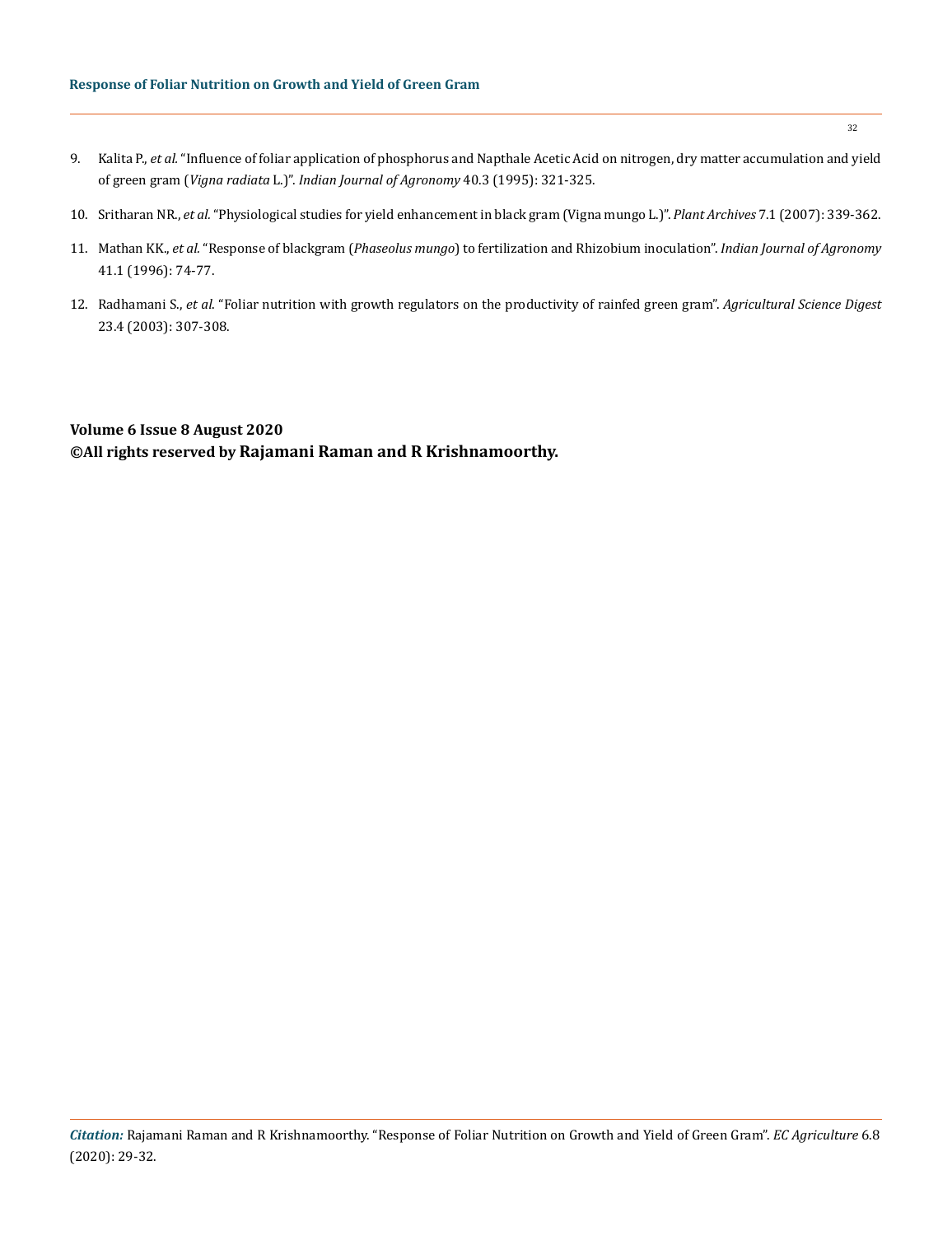9. Kalita P., *et al.* "Influence of foliar application of phosphorus and Napthale Acetic Acid on nitrogen, dry matter accumulation and yield of green gram (*Vigna radiata* L.)". *Indian Journal of Agronomy* 40.3 (1995): 321-325.

10. Sritharan NR., *et al.* "Physiological studies for yield enhancement in black gram (Vigna mungo L.)". *Plant Archives* 7.1 (2007): 339-362.

11. Mathan KK., *et al.* "Response of blackgram (*Phaseolus mungo*) to fertilization and Rhizobium inoculation". *Indian Journal of Agronomy* 41.1 (1996): 74-77.

12. Radhamani S., *et al.* "Foliar nutrition with growth regulators on the productivity of rainfed green gram". *Agricultural Science Digest* 23.4 (2003): 307-308.

**Volume 6 Issue 8 August 2020**
**©All rights reserved by Rajamani Raman and R Krishnamoorthy.**